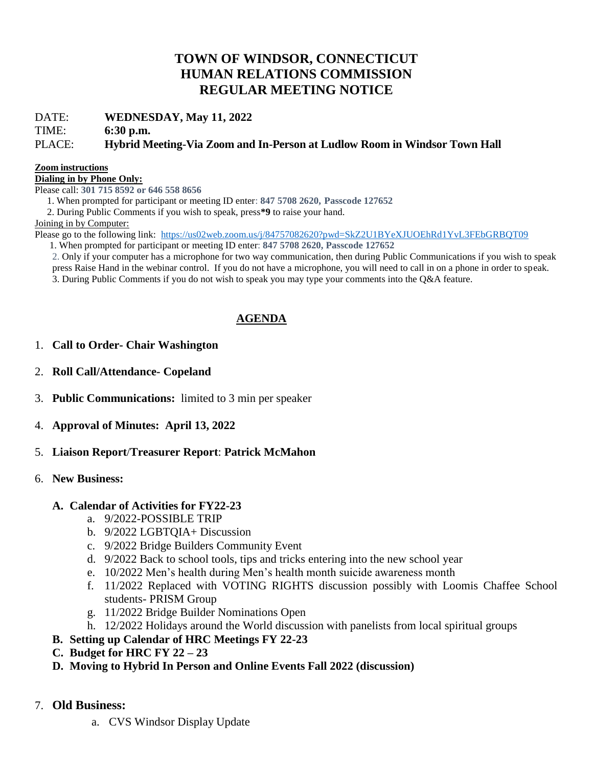# TOWN OF WINDSOR, CONNECTICUT
# HUMAN RELATIONS COMMISSION
# REGULAR MEETING NOTICE

DATE: **WEDNESDAY, May 11, 2022**

TIME: **6:30 p.m.**

PLACE: **Hybrid Meeting-Via Zoom and In-Person at Ludlow Room in Windsor Town Hall**

**Zoom instructions**

**Dialing in by Phone Only:**

Please call: **301 715 8592 or 646 558 8656**

1. When prompted for participant or meeting ID enter: **847 5708 2620, Passcode 127652**
2. During Public Comments if you wish to speak, press **\*9** to raise your hand.

Joining in by Computer:

Please go to the following link: https://us02web.zoom.us/j/84757082620?pwd=SkZ2U1BYeXJUOEhRd1YvL3FEbGRBQT09

1. When prompted for participant or meeting ID enter: **847 5708 2620, Passcode 127652**
2. Only if your computer has a microphone for two way communication, then during Public Communications if you wish to speak press Raise Hand in the webinar control. If you do not have a microphone, you will need to call in on a phone in order to speak.
3. During Public Comments if you do not wish to speak you may type your comments into the Q&A feature.

## AGENDA

1. **Call to Order- Chair Washington**
2. **Roll Call/Attendance- Copeland**
3. **Public Communications:** limited to 3 min per speaker
4. **Approval of Minutes: April 13, 2022**
5. **Liaison Report/Treasurer Report: Patrick McMahon**
6. **New Business:**
   - **A. Calendar of Activities for FY22-23**
     - a. 9/2022-POSSIBLE TRIP
     - b. 9/2022 LGBTQIA+ Discussion
     - c. 9/2022 Bridge Builders Community Event
     - d. 9/2022 Back to school tools, tips and tricks entering into the new school year
     - e. 10/2022 Men's health during Men's health month suicide awareness month
     - f. 11/2022 Replaced with VOTING RIGHTS discussion possibly with Loomis Chaffee School students- PRISM Group
     - g. 11/2022 Bridge Builder Nominations Open
     - h. 12/2022 Holidays around the World discussion with panelists from local spiritual groups
   - **B. Setting up Calendar of HRC Meetings FY 22-23**
   - **C. Budget for HRC FY 22 – 23**
   - **D. Moving to Hybrid In Person and Online Events Fall 2022 (discussion)**
7. **Old Business:**
   - a. CVS Windsor Display Update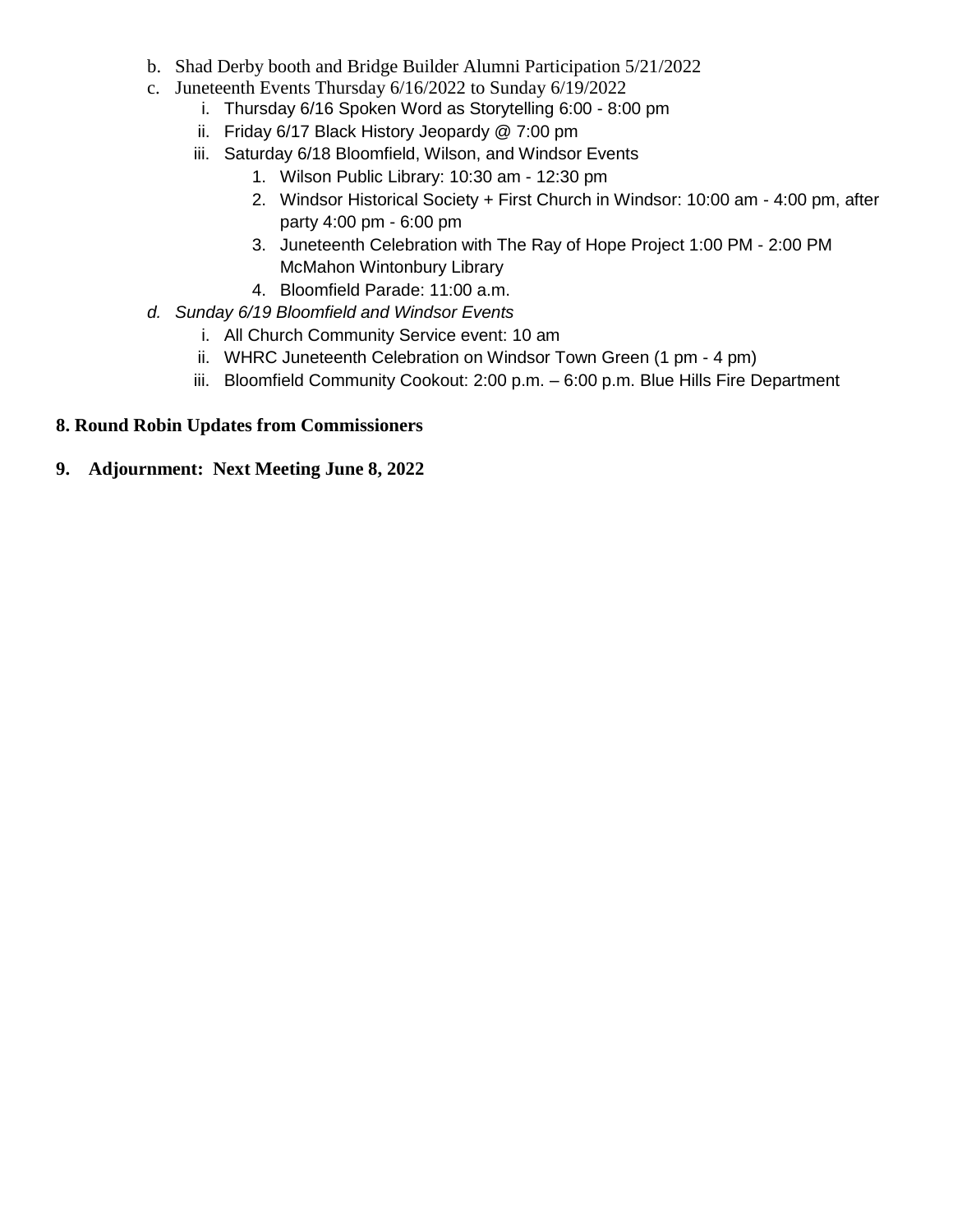b. Shad Derby booth and Bridge Builder Alumni Participation 5/21/2022

c. Juneteenth Events Thursday 6/16/2022 to Sunday 6/19/2022
   - i. Thursday 6/16 Spoken Word as Storytelling 6:00 - 8:00 pm
   - ii. Friday 6/17 Black History Jeopardy @ 7:00 pm
   - iii. Saturday 6/18 Bloomfield, Wilson, and Windsor Events
     1. Wilson Public Library: 10:30 am - 12:30 pm
     2. Windsor Historical Society + First Church in Windsor: 10:00 am - 4:00 pm, after party 4:00 pm - 6:00 pm
     3. Juneteenth Celebration with The Ray of Hope Project 1:00 PM - 2:00 PM McMahon Wintonbury Library
     4. Bloomfield Parade: 11:00 a.m.

*d. Sunday 6/19 Bloomfield and Windsor Events*
   - i. All Church Community Service event: 10 am
   - ii. WHRC Juneteenth Celebration on Windsor Town Green (1 pm - 4 pm)
   - iii. Bloomfield Community Cookout: 2:00 p.m. – 6:00 p.m. Blue Hills Fire Department

**8. Round Robin Updates from Commissioners**

**9. Adjournment: Next Meeting June 8, 2022**